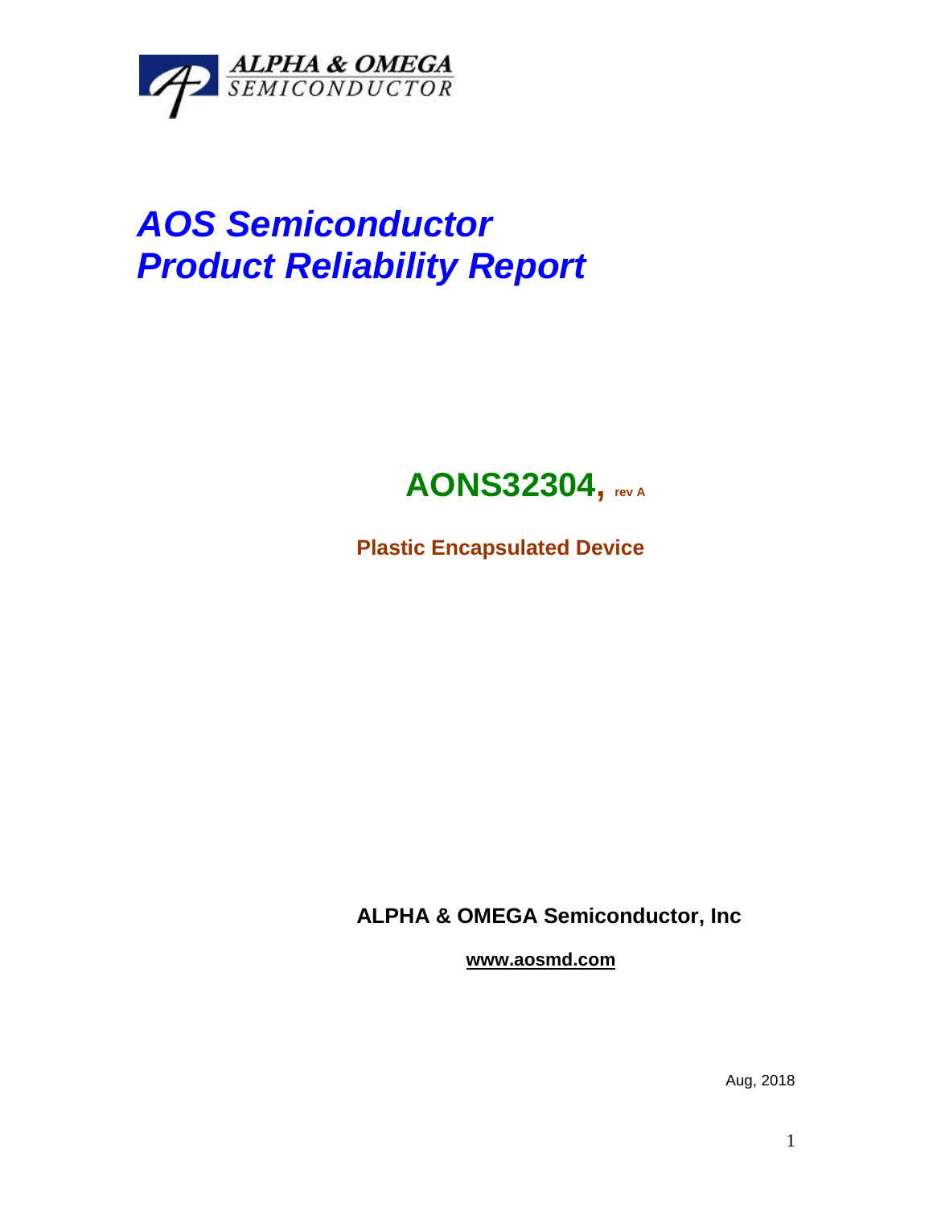ALPHA & OMEGA
SEMICONDUCTOR

# *AOS Semiconductor*
# *Product Reliability Report*

## AONS32304, rev A

**Plastic Encapsulated Device**

**ALPHA & OMEGA Semiconductor, Inc**

**www.aosmd.com**

Aug, 2018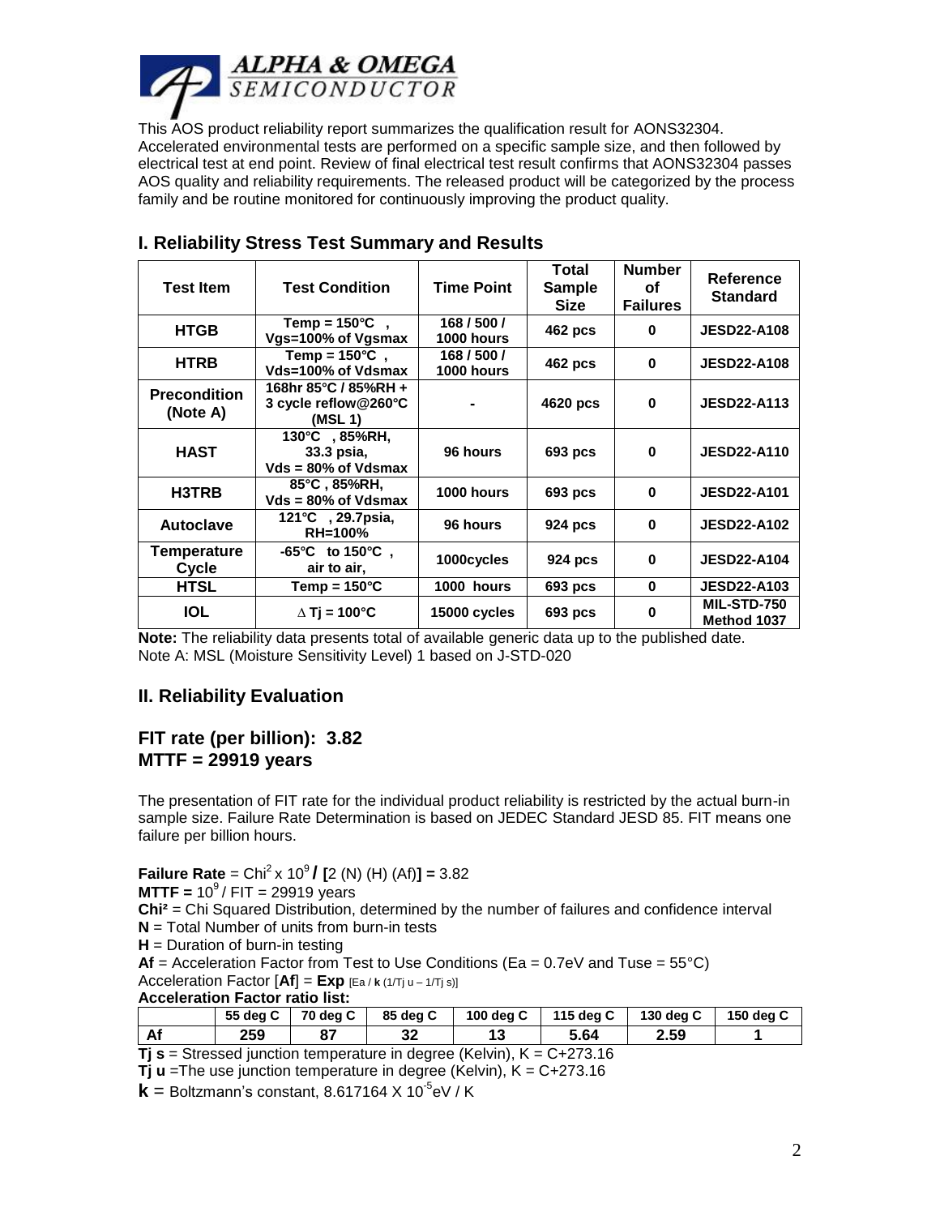This AOS product reliability report summarizes the qualification result for AONS32304. Accelerated environmental tests are performed on a specific sample size, and then followed by electrical test at end point. Review of final electrical test result confirms that AONS32304 passes AOS quality and reliability requirements. The released product will be categorized by the process family and be routine monitored for continuously improving the product quality.

## I. Reliability Stress Test Summary and Results

| Test Item | Test Condition | Time Point | Total Sample Size | Number of Failures | Reference Standard |
|---|---|---|---|---|---|
| HTGB | Temp = 150°C , Vgs=100% of Vgsmax | 168 / 500 / 1000 hours | 462 pcs | 0 | JESD22-A108 |
| HTRB | Temp = 150°C , Vds=100% of Vdsmax | 168 / 500 / 1000 hours | 462 pcs | 0 | JESD22-A108 |
| Precondition (Note A) | 168hr 85°C / 85%RH + 3 cycle reflow@260°C (MSL 1) | - | 4620 pcs | 0 | JESD22-A113 |
| HAST | 130°C , 85%RH, 33.3 psia, Vds = 80% of Vdsmax | 96 hours | 693 pcs | 0 | JESD22-A110 |
| H3TRB | 85°C , 85%RH, Vds = 80% of Vdsmax | 1000 hours | 693 pcs | 0 | JESD22-A101 |
| Autoclave | 121°C , 29.7psia, RH=100% | 96 hours | 924 pcs | 0 | JESD22-A102 |
| Temperature Cycle | -65°C to 150°C , air to air, | 1000cycles | 924 pcs | 0 | JESD22-A104 |
| HTSL | Temp = 150°C | 1000 hours | 693 pcs | 0 | JESD22-A103 |
| IOL | $\Delta$ Tj = 100°C | 15000 cycles | 693 pcs | 0 | MIL-STD-750 Method 1037 |

**Note:** The reliability data presents total of available generic data up to the published date.
Note A: MSL (Moisture Sensitivity Level) 1 based on J-STD-020

## II. Reliability Evaluation

### FIT rate (per billion): 3.82
### MTTF = 29919 years

The presentation of FIT rate for the individual product reliability is restricted by the actual burn-in sample size. Failure Rate Determination is based on JEDEC Standard JESD 85. FIT means one failure per billion hours.

**Failure Rate** = $\text{Chi}^2 \times 10^9$ **/ [**2 (N) (H) (Af)**] =** 3.82

**MTTF =** $10^9$ / FIT = 29919 years

**Chi²** = Chi Squared Distribution, determined by the number of failures and confidence interval

**N** = Total Number of units from burn-in tests

**H** = Duration of burn-in testing

**Af** = Acceleration Factor from Test to Use Conditions (Ea = 0.7eV and Tuse = 55°C)

Acceleration Factor [**Af**] = **Exp** [Ea / **k** (1/Tj u – 1/Tj s)]

**Acceleration Factor ratio list:**

| | 55 deg C | 70 deg C | 85 deg C | 100 deg C | 115 deg C | 130 deg C | 150 deg C |
|---|---|---|---|---|---|---|---|
| Af | 259 | 87 | 32 | 13 | 5.64 | 2.59 | 1 |

**Tj s** = Stressed junction temperature in degree (Kelvin), K = C+273.16

**Tj u** =The use junction temperature in degree (Kelvin), K = C+273.16

**k** = Boltzmann's constant, $8.617164 \times 10^{-5}$ eV / K